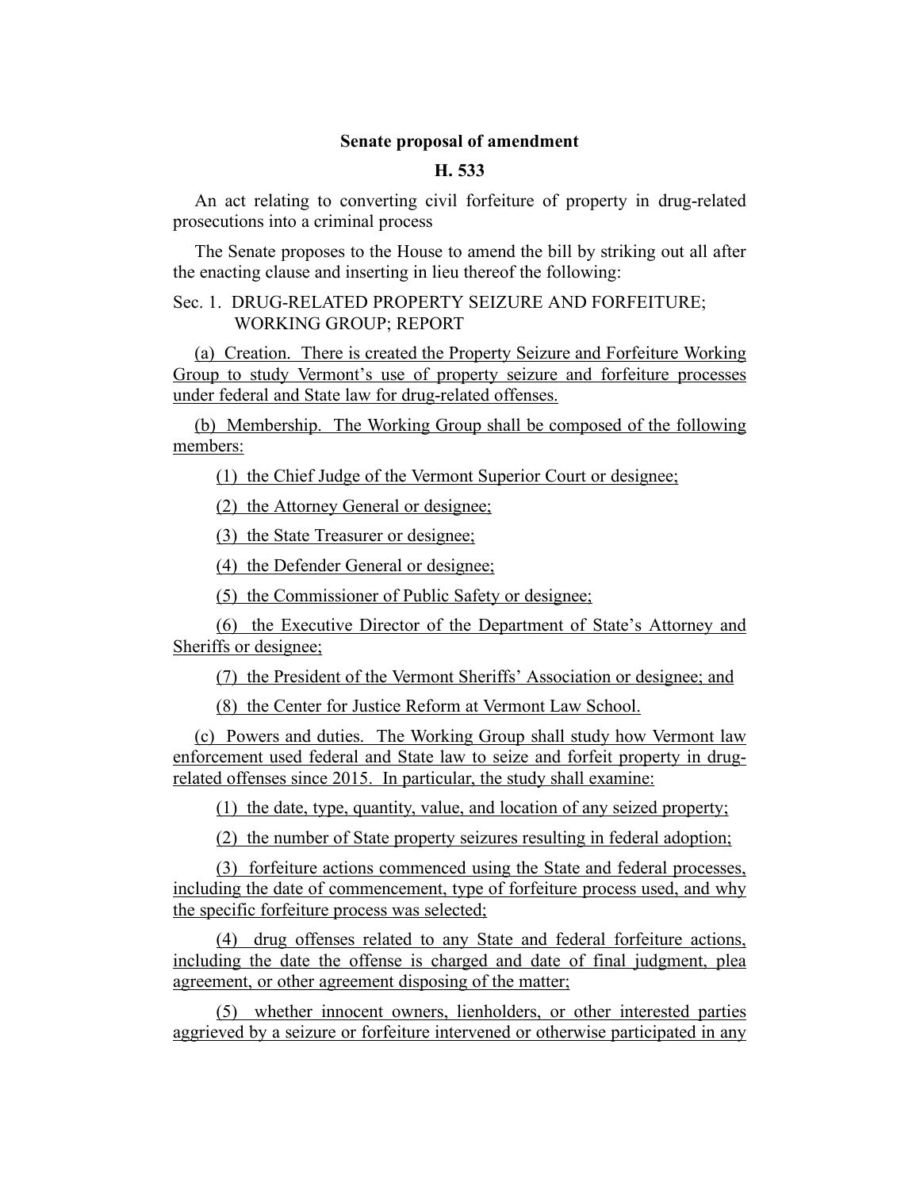**Senate proposal of amendment**

**H. 533**

An act relating to converting civil forfeiture of property in drug-related prosecutions into a criminal process

The Senate proposes to the House to amend the bill by striking out all after the enacting clause and inserting in lieu thereof the following:

Sec. 1. DRUG-RELATED PROPERTY SEIZURE AND FORFEITURE; WORKING GROUP; REPORT

(a) Creation. There is created the Property Seizure and Forfeiture Working Group to study Vermont's use of property seizure and forfeiture processes under federal and State law for drug-related offenses.

(b) Membership. The Working Group shall be composed of the following members:

(1) the Chief Judge of the Vermont Superior Court or designee;

(2) the Attorney General or designee;

(3) the State Treasurer or designee;

(4) the Defender General or designee;

(5) the Commissioner of Public Safety or designee;

(6) the Executive Director of the Department of State's Attorney and Sheriffs or designee;

(7) the President of the Vermont Sheriffs' Association or designee; and

(8) the Center for Justice Reform at Vermont Law School.

(c) Powers and duties. The Working Group shall study how Vermont law enforcement used federal and State law to seize and forfeit property in drug-related offenses since 2015. In particular, the study shall examine:

(1) the date, type, quantity, value, and location of any seized property;

(2) the number of State property seizures resulting in federal adoption;

(3) forfeiture actions commenced using the State and federal processes, including the date of commencement, type of forfeiture process used, and why the specific forfeiture process was selected;

(4) drug offenses related to any State and federal forfeiture actions, including the date the offense is charged and date of final judgment, plea agreement, or other agreement disposing of the matter;

(5) whether innocent owners, lienholders, or other interested parties aggrieved by a seizure or forfeiture intervened or otherwise participated in any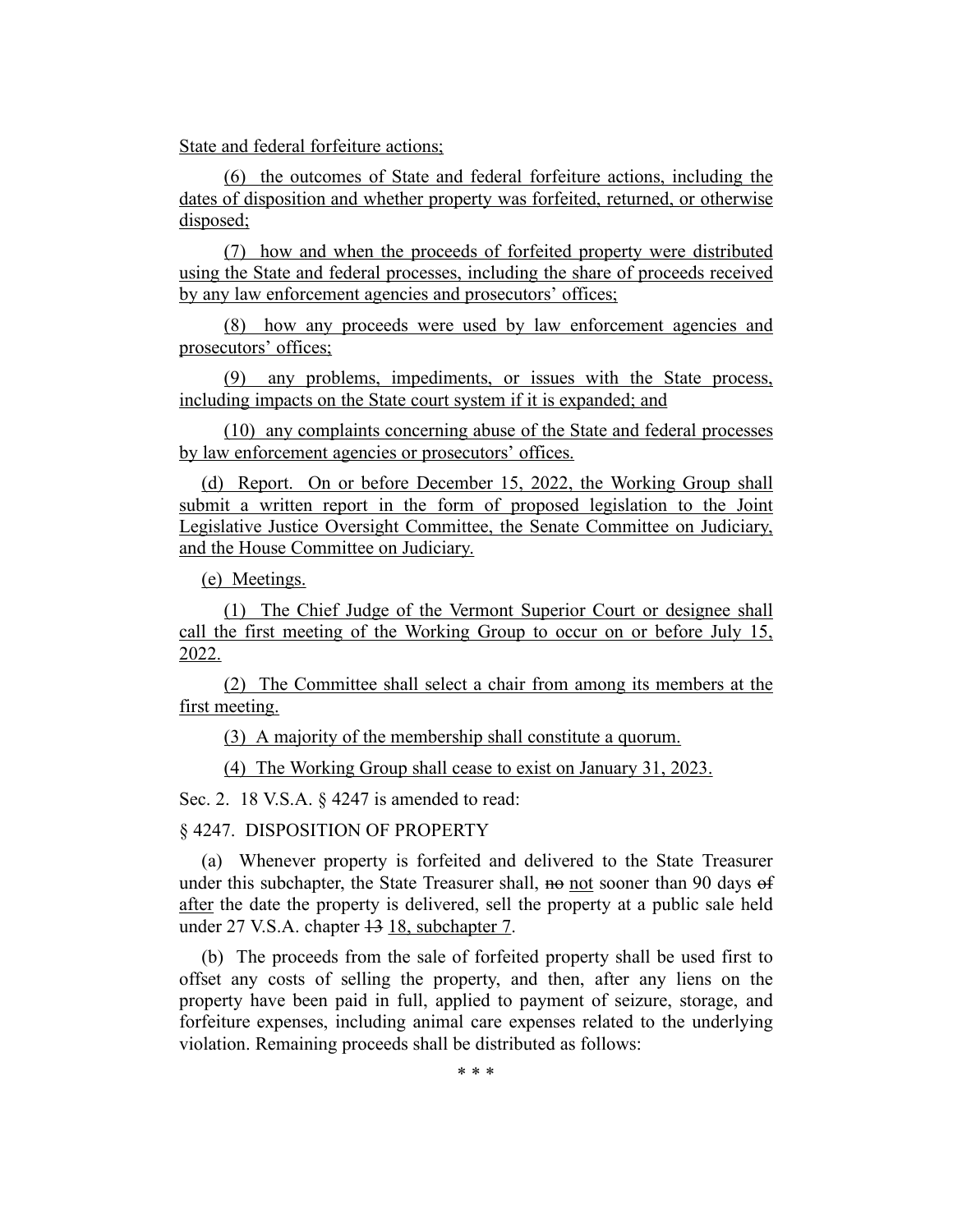State and federal forfeiture actions;

(6) the outcomes of State and federal forfeiture actions, including the dates of disposition and whether property was forfeited, returned, or otherwise disposed;

(7) how and when the proceeds of forfeited property were distributed using the State and federal processes, including the share of proceeds received by any law enforcement agencies and prosecutors' offices;

(8) how any proceeds were used by law enforcement agencies and prosecutors' offices;

(9) any problems, impediments, or issues with the State process, including impacts on the State court system if it is expanded; and

(10) any complaints concerning abuse of the State and federal processes by law enforcement agencies or prosecutors' offices.

(d) Report. On or before December 15, 2022, the Working Group shall submit a written report in the form of proposed legislation to the Joint Legislative Justice Oversight Committee, the Senate Committee on Judiciary, and the House Committee on Judiciary.

(e) Meetings.

(1) The Chief Judge of the Vermont Superior Court or designee shall call the first meeting of the Working Group to occur on or before July 15, 2022.

(2) The Committee shall select a chair from among its members at the first meeting.

(3) A majority of the membership shall constitute a quorum.

(4) The Working Group shall cease to exist on January 31, 2023.

Sec. 2. 18 V.S.A. § 4247 is amended to read:

§ 4247. DISPOSITION OF PROPERTY

(a) Whenever property is forfeited and delivered to the State Treasurer under this subchapter, the State Treasurer shall, ~~no~~ not sooner than 90 days ~~of~~ after the date the property is delivered, sell the property at a public sale held under 27 V.S.A. chapter ~~13~~ 18, subchapter 7.

(b) The proceeds from the sale of forfeited property shall be used first to offset any costs of selling the property, and then, after any liens on the property have been paid in full, applied to payment of seizure, storage, and forfeiture expenses, including animal care expenses related to the underlying violation. Remaining proceeds shall be distributed as follows:

\* \* \*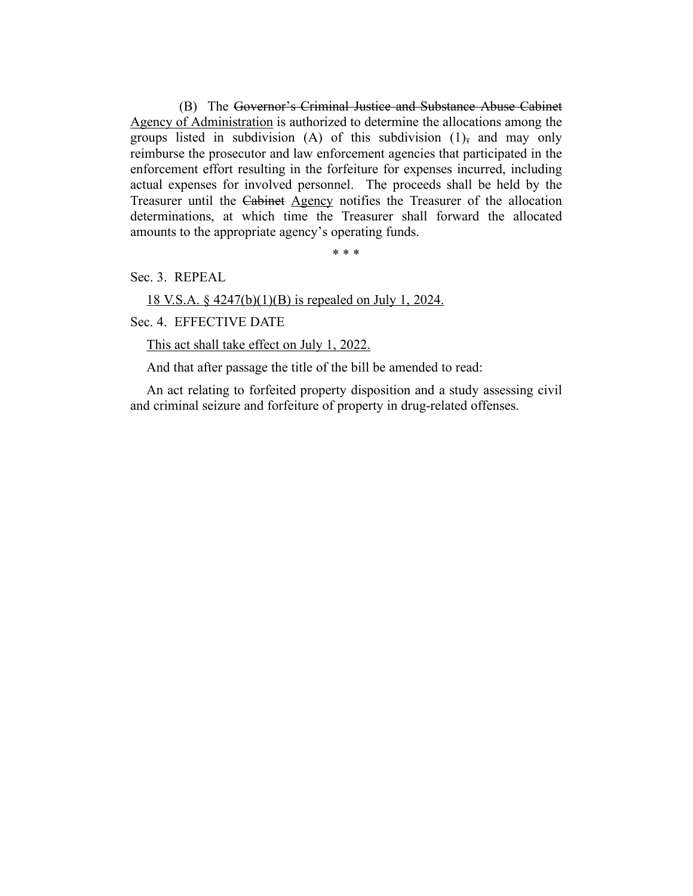(B) The ~~Governor's Criminal Justice and Substance Abuse Cabinet~~ <u>Agency of Administration</u> is authorized to determine the allocations among the groups listed in subdivision (A) of this subdivision (1)~~,~~ and may only reimburse the prosecutor and law enforcement agencies that participated in the enforcement effort resulting in the forfeiture for expenses incurred, including actual expenses for involved personnel. The proceeds shall be held by the Treasurer until the ~~Cabinet~~ <u>Agency</u> notifies the Treasurer of the allocation determinations, at which time the Treasurer shall forward the allocated amounts to the appropriate agency's operating funds.

\* \* \*

Sec. 3. REPEAL

<u>18 V.S.A. § 4247(b)(1)(B) is repealed on July 1, 2024.</u>

Sec. 4. EFFECTIVE DATE

<u>This act shall take effect on July 1, 2022.</u>

And that after passage the title of the bill be amended to read:

An act relating to forfeited property disposition and a study assessing civil and criminal seizure and forfeiture of property in drug-related offenses.